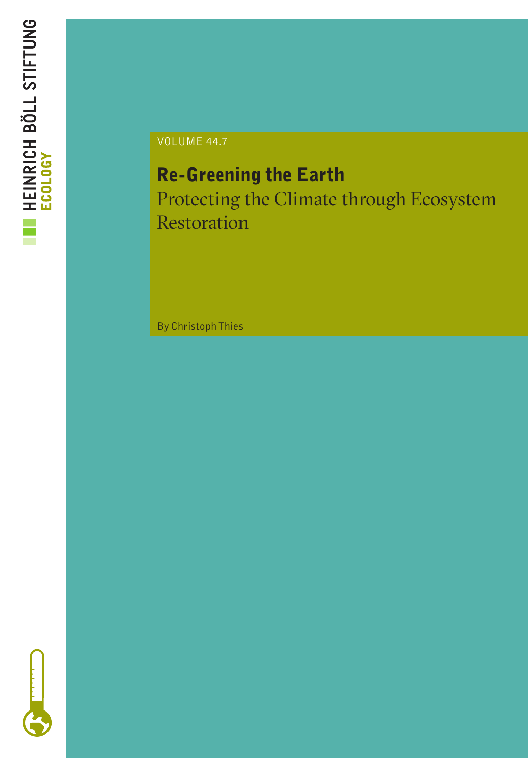HEINRICH BÖLL STIFTUNG
ECOLOGY

VOLUME 44.7

# Re-Greening the Earth

## Protecting the Climate through Ecosystem Restoration

By Christoph Thies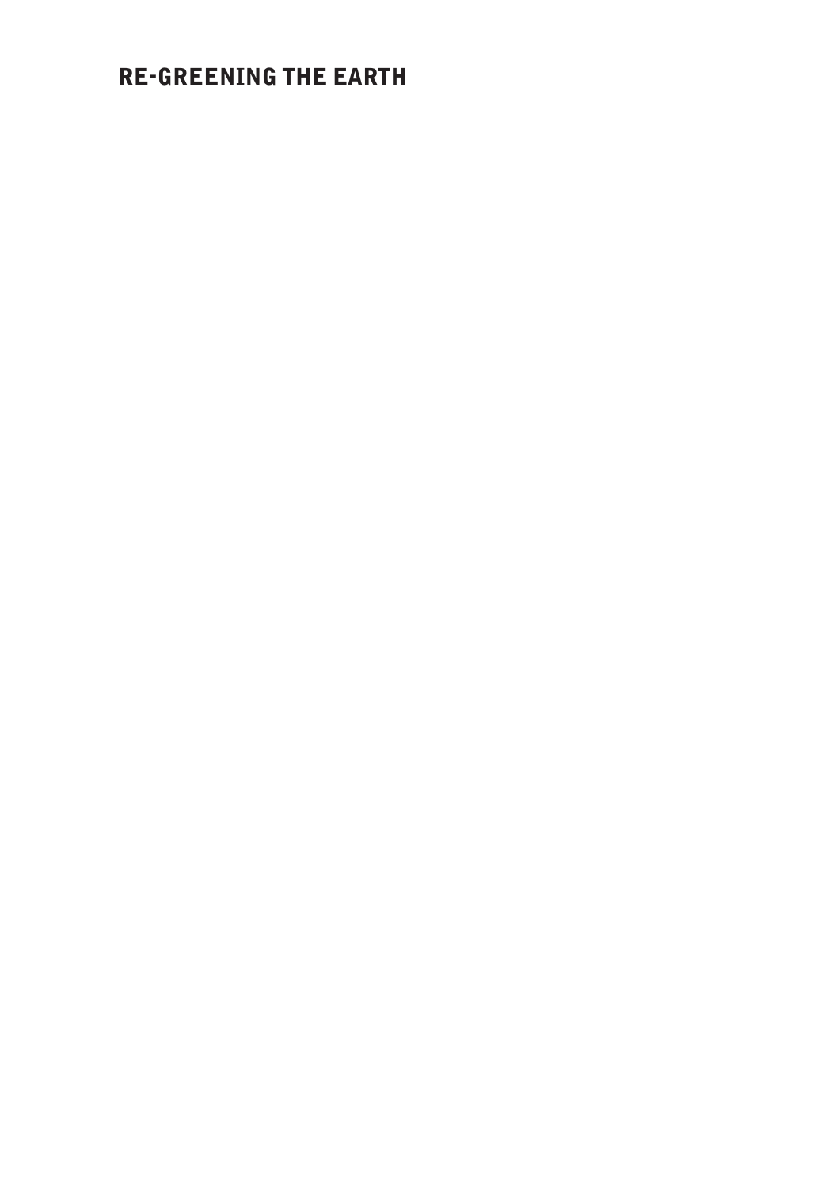# RE-GREENING THE EARTH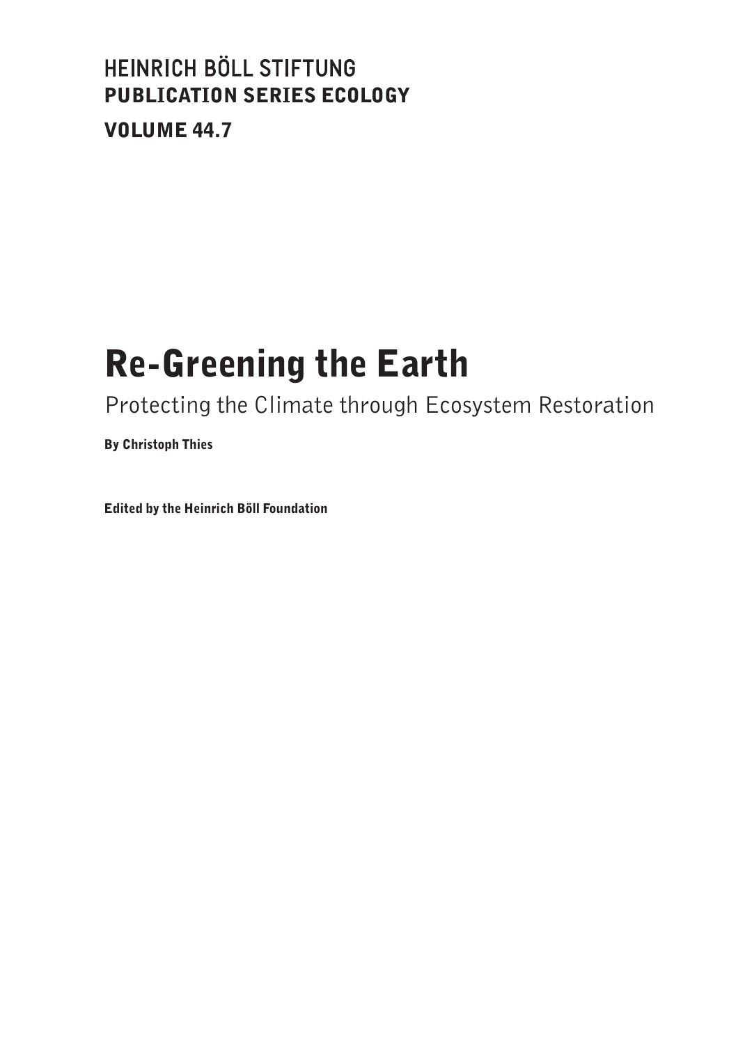HEINRICH BÖLL STIFTUNG
**PUBLICATION SERIES ECOLOGY**

**VOLUME 44.7**

# Re-Greening the Earth

## Protecting the Climate through Ecosystem Restoration

**By Christoph Thies**

**Edited by the Heinrich Böll Foundation**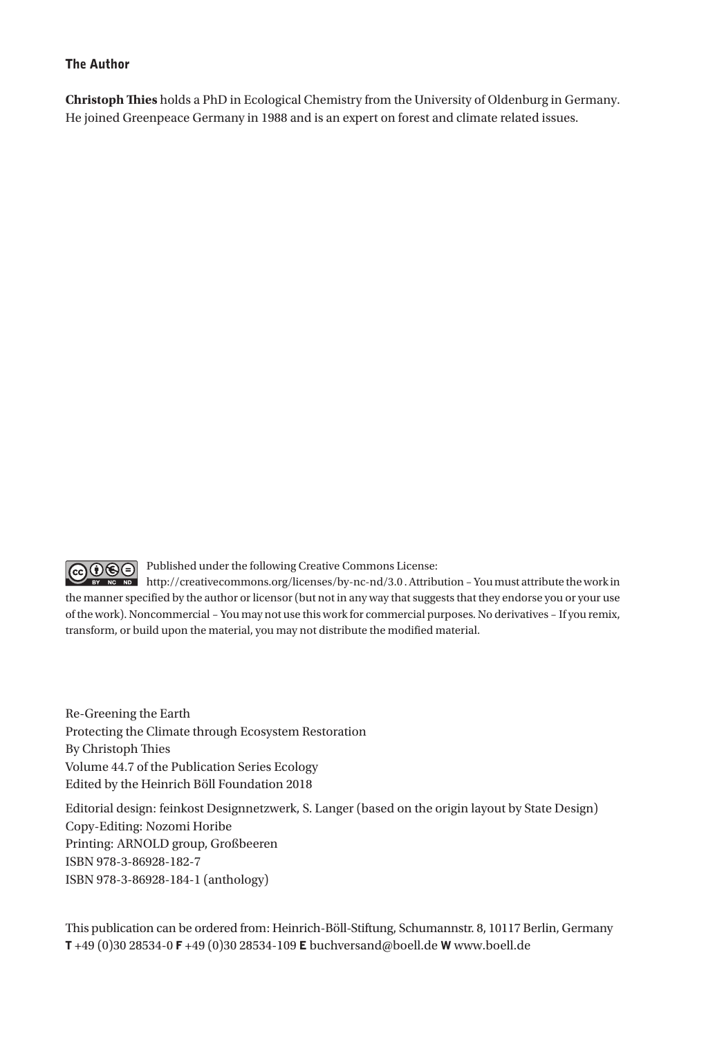### The Author

**Christoph Thies** holds a PhD in Ecological Chemistry from the University of Oldenburg in Germany. He joined Greenpeace Germany in 1988 and is an expert on forest and climate related issues.

Published under the following Creative Commons License: http://creativecommons.org/licenses/by-nc-nd/3.0 . Attribution – You must attribute the work in the manner specified by the author or licensor (but not in any way that suggests that they endorse you or your use of the work). Noncommercial – You may not use this work for commercial purposes. No derivatives – If you remix, transform, or build upon the material, you may not distribute the modified material.

Re-Greening the Earth
Protecting the Climate through Ecosystem Restoration
By Christoph Thies
Volume 44.7 of the Publication Series Ecology
Edited by the Heinrich Böll Foundation 2018

Editorial design: feinkost Designnetzwerk, S. Langer (based on the origin layout by State Design)
Copy-Editing: Nozomi Horibe
Printing: ARNOLD group, Großbeeren
ISBN 978-3-86928-182-7
ISBN 978-3-86928-184-1 (anthology)

This publication can be ordered from: Heinrich-Böll-Stiftung, Schumannstr. 8, 10117 Berlin, Germany
**T** +49 (0)30 28534-0 **F** +49 (0)30 28534-109 **E** buchversand@boell.de **W** www.boell.de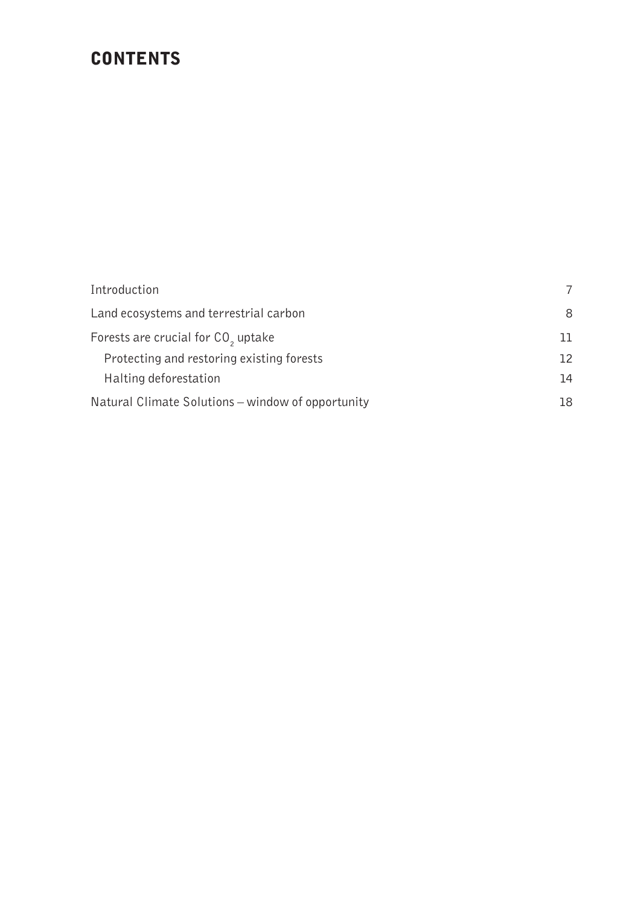# CONTENTS

| | |
|---|---|
| Introduction | 7 |
| Land ecosystems and terrestrial carbon | 8 |
| Forests are crucial for $CO_2$ uptake | 11 |
| Protecting and restoring existing forests | 12 |
| Halting deforestation | 14 |
| Natural Climate Solutions – window of opportunity | 18 |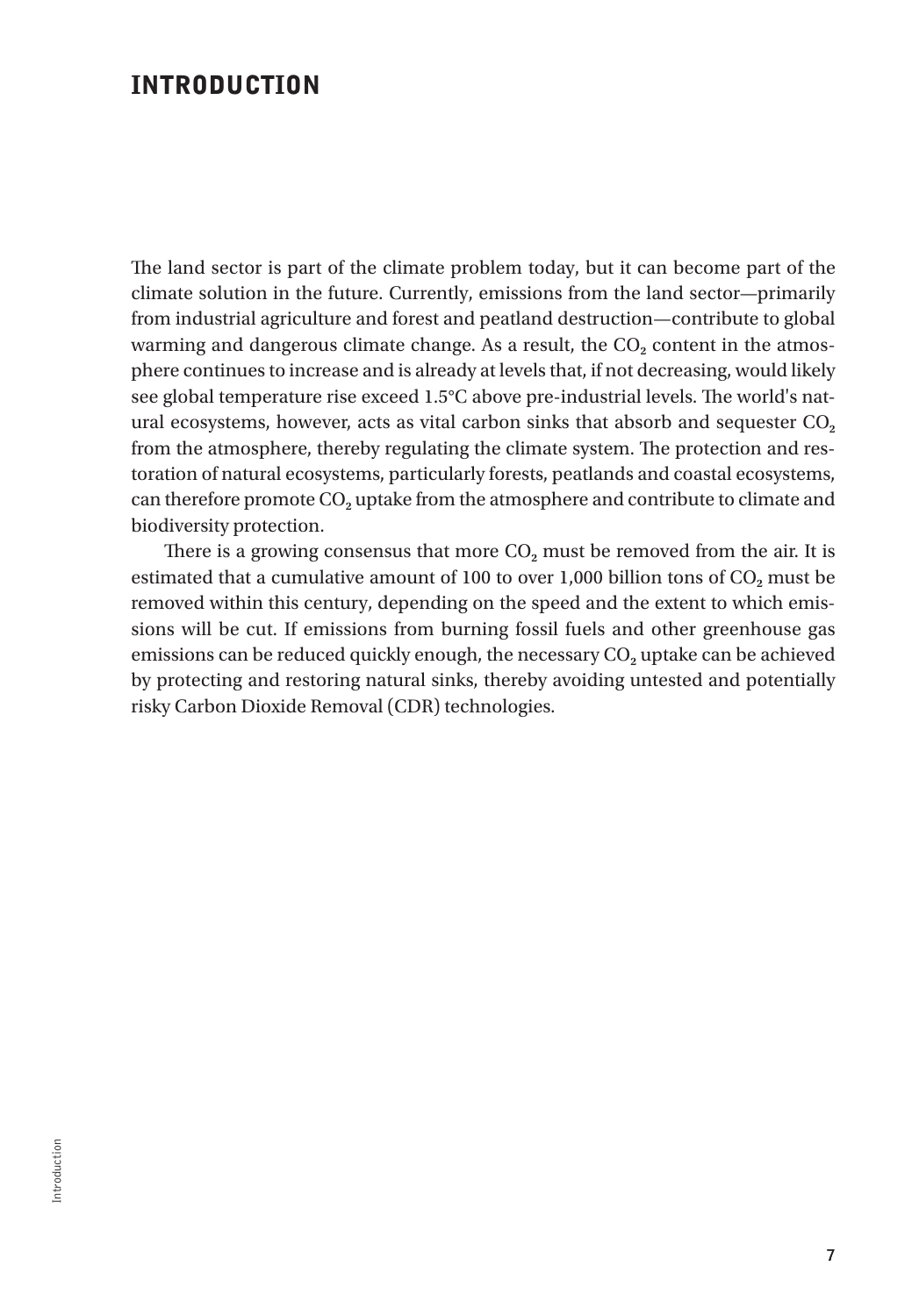# INTRODUCTION

The land sector is part of the climate problem today, but it can become part of the climate solution in the future. Currently, emissions from the land sector—primarily from industrial agriculture and forest and peatland destruction—contribute to global warming and dangerous climate change. As a result, the $CO_2$ content in the atmosphere continues to increase and is already at levels that, if not decreasing, would likely see global temperature rise exceed 1.5°C above pre-industrial levels. The world's natural ecosystems, however, acts as vital carbon sinks that absorb and sequester $CO_2$ from the atmosphere, thereby regulating the climate system. The protection and restoration of natural ecosystems, particularly forests, peatlands and coastal ecosystems, can therefore promote $CO_2$ uptake from the atmosphere and contribute to climate and biodiversity protection.

There is a growing consensus that more $CO_2$ must be removed from the air. It is estimated that a cumulative amount of 100 to over 1,000 billion tons of $CO_2$ must be removed within this century, depending on the speed and the extent to which emissions will be cut. If emissions from burning fossil fuels and other greenhouse gas emissions can be reduced quickly enough, the necessary $CO_2$ uptake can be achieved by protecting and restoring natural sinks, thereby avoiding untested and potentially risky Carbon Dioxide Removal (CDR) technologies.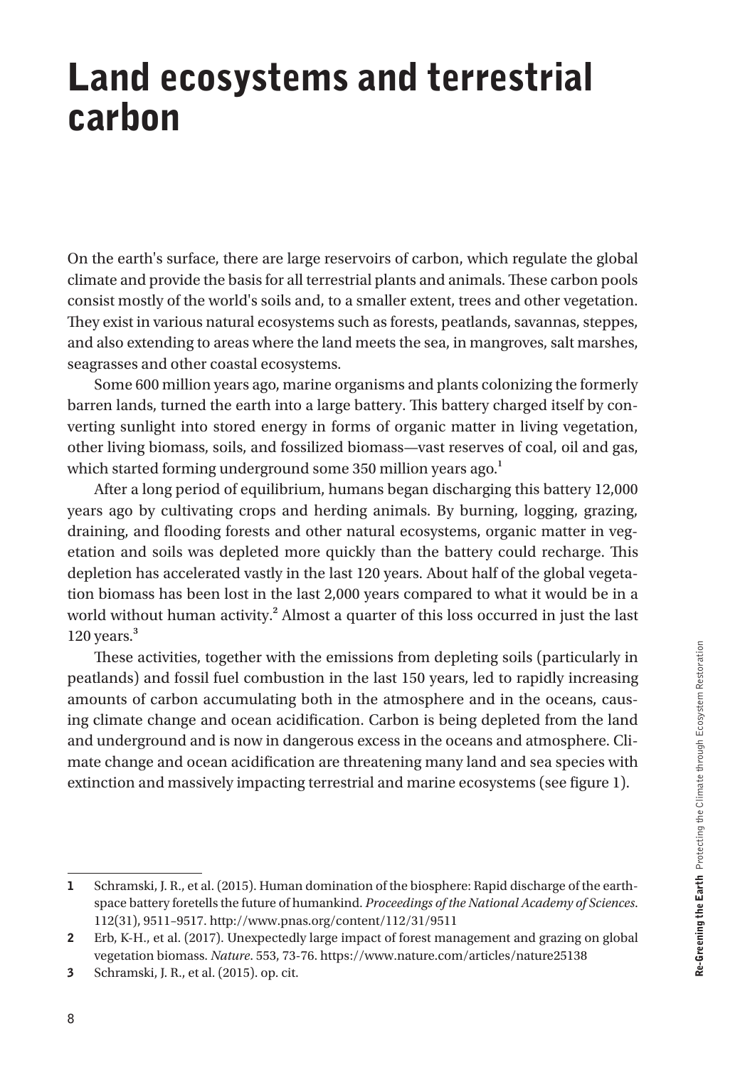# Land ecosystems and terrestrial carbon

On the earth's surface, there are large reservoirs of carbon, which regulate the global climate and provide the basis for all terrestrial plants and animals. These carbon pools consist mostly of the world's soils and, to a smaller extent, trees and other vegetation. They exist in various natural ecosystems such as forests, peatlands, savannas, steppes, and also extending to areas where the land meets the sea, in mangroves, salt marshes, seagrasses and other coastal ecosystems.

Some 600 million years ago, marine organisms and plants colonizing the formerly barren lands, turned the earth into a large battery. This battery charged itself by converting sunlight into stored energy in forms of organic matter in living vegetation, other living biomass, soils, and fossilized biomass—vast reserves of coal, oil and gas, which started forming underground some 350 million years ago.[1]

After a long period of equilibrium, humans began discharging this battery 12,000 years ago by cultivating crops and herding animals. By burning, logging, grazing, draining, and flooding forests and other natural ecosystems, organic matter in vegetation and soils was depleted more quickly than the battery could recharge. This depletion has accelerated vastly in the last 120 years. About half of the global vegetation biomass has been lost in the last 2,000 years compared to what it would be in a world without human activity.[2] Almost a quarter of this loss occurred in just the last 120 years.[3]

These activities, together with the emissions from depleting soils (particularly in peatlands) and fossil fuel combustion in the last 150 years, led to rapidly increasing amounts of carbon accumulating both in the atmosphere and in the oceans, causing climate change and ocean acidification. Carbon is being depleted from the land and underground and is now in dangerous excess in the oceans and atmosphere. Climate change and ocean acidification are threatening many land and sea species with extinction and massively impacting terrestrial and marine ecosystems (see figure 1).

---

1 Schramski, J. R., et al. (2015). Human domination of the biosphere: Rapid discharge of the earth-space battery foretells the future of humankind. *Proceedings of the National Academy of Sciences*. 112(31), 9511–9517. http://www.pnas.org/content/112/31/9511

2 Erb, K-H., et al. (2017). Unexpectedly large impact of forest management and grazing on global vegetation biomass. *Nature*. 553, 73-76. https://www.nature.com/articles/nature25138

3 Schramski, J. R., et al. (2015). op. cit.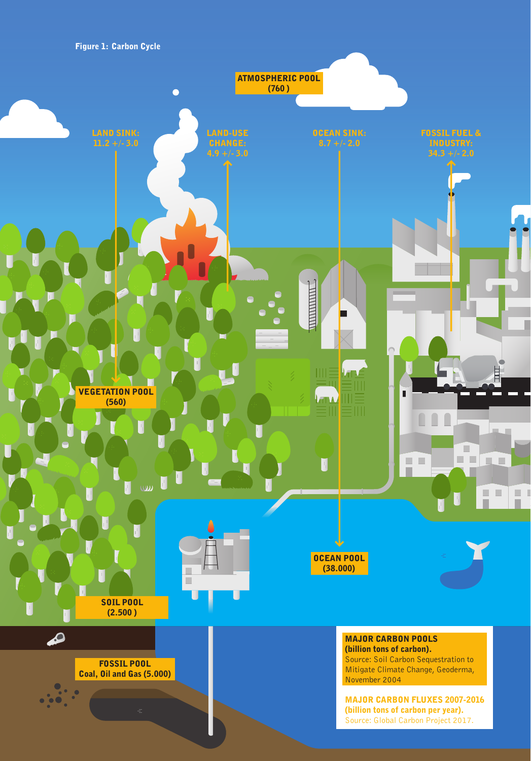**Figure 1: Carbon Cycle**

ATMOSPHERIC POOL (760 )

LAND SINK: 11.2 +/- 3.0

LAND-USE CHANGE: 4.9 +/- 3.0

OCEAN SINK: 8.7 +/- 2.0

FOSSIL FUEL & INDUSTRY: 34.3 +/- 2.0

VEGETATION POOL (560)

OCEAN POOL (38.000)

SOIL POOL (2.500 )

FOSSIL POOL Coal, Oil and Gas (5.000)

**MAJOR CARBON POOLS (billion tons of carbon).**
Source: Soil Carbon Sequestration to Mitigate Climate Change, Geoderma, November 2004

**MAJOR CARBON FLUXES 2007-2016 (billion tons of carbon per year).**
Source: Global Carbon Project 2017.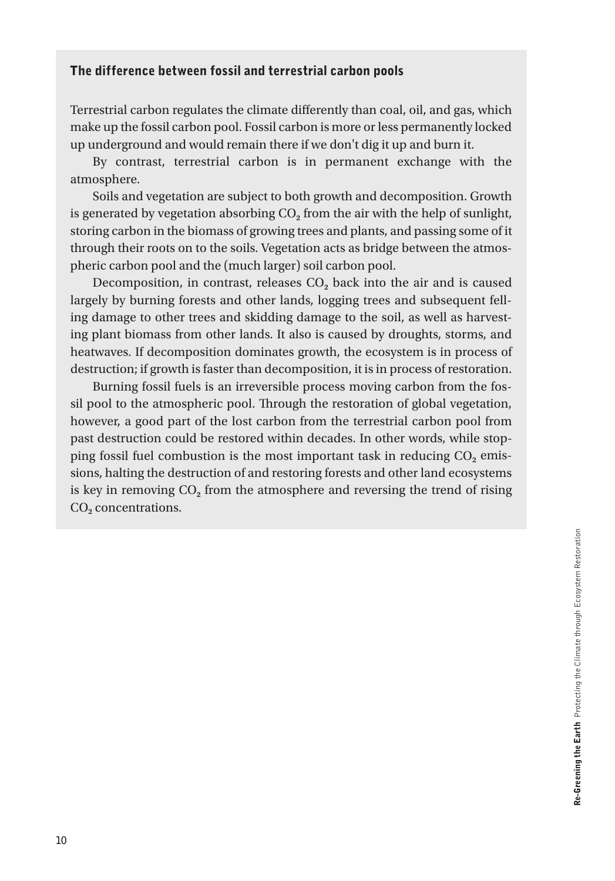### The difference between fossil and terrestrial carbon pools

Terrestrial carbon regulates the climate differently than coal, oil, and gas, which make up the fossil carbon pool. Fossil carbon is more or less permanently locked up underground and would remain there if we don't dig it up and burn it.

By contrast, terrestrial carbon is in permanent exchange with the atmosphere.

Soils and vegetation are subject to both growth and decomposition. Growth is generated by vegetation absorbing $CO_2$ from the air with the help of sunlight, storing carbon in the biomass of growing trees and plants, and passing some of it through their roots on to the soils. Vegetation acts as bridge between the atmospheric carbon pool and the (much larger) soil carbon pool.

Decomposition, in contrast, releases $CO_2$ back into the air and is caused largely by burning forests and other lands, logging trees and subsequent felling damage to other trees and skidding damage to the soil, as well as harvesting plant biomass from other lands. It also is caused by droughts, storms, and heatwaves. If decomposition dominates growth, the ecosystem is in process of destruction; if growth is faster than decomposition, it is in process of restoration.

Burning fossil fuels is an irreversible process moving carbon from the fossil pool to the atmospheric pool. Through the restoration of global vegetation, however, a good part of the lost carbon from the terrestrial carbon pool from past destruction could be restored within decades. In other words, while stopping fossil fuel combustion is the most important task in reducing $CO_2$ emissions, halting the destruction of and restoring forests and other land ecosystems is key in removing $CO_2$ from the atmosphere and reversing the trend of rising $CO_2$ concentrations.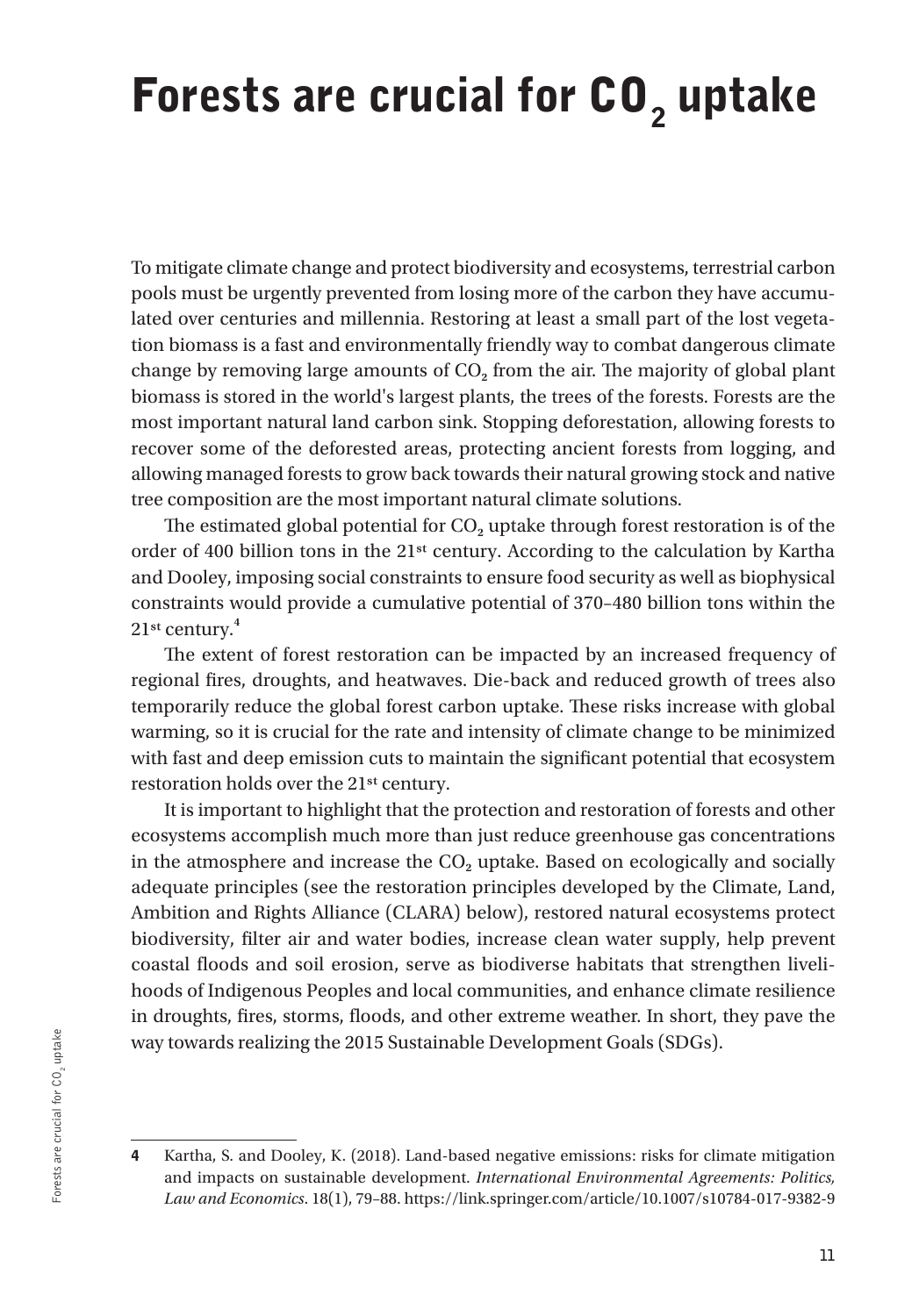# Forests are crucial for $CO_2$ uptake

To mitigate climate change and protect biodiversity and ecosystems, terrestrial carbon pools must be urgently prevented from losing more of the carbon they have accumulated over centuries and millennia. Restoring at least a small part of the lost vegetation biomass is a fast and environmentally friendly way to combat dangerous climate change by removing large amounts of $CO_2$ from the air. The majority of global plant biomass is stored in the world's largest plants, the trees of the forests. Forests are the most important natural land carbon sink. Stopping deforestation, allowing forests to recover some of the deforested areas, protecting ancient forests from logging, and allowing managed forests to grow back towards their natural growing stock and native tree composition are the most important natural climate solutions.

The estimated global potential for $CO_2$ uptake through forest restoration is of the order of 400 billion tons in the 21st century. According to the calculation by Kartha and Dooley, imposing social constraints to ensure food security as well as biophysical constraints would provide a cumulative potential of 370–480 billion tons within the 21st century.[4]

The extent of forest restoration can be impacted by an increased frequency of regional fires, droughts, and heatwaves. Die-back and reduced growth of trees also temporarily reduce the global forest carbon uptake. These risks increase with global warming, so it is crucial for the rate and intensity of climate change to be minimized with fast and deep emission cuts to maintain the significant potential that ecosystem restoration holds over the 21st century.

It is important to highlight that the protection and restoration of forests and other ecosystems accomplish much more than just reduce greenhouse gas concentrations in the atmosphere and increase the $CO_2$ uptake. Based on ecologically and socially adequate principles (see the restoration principles developed by the Climate, Land, Ambition and Rights Alliance (CLARA) below), restored natural ecosystems protect biodiversity, filter air and water bodies, increase clean water supply, help prevent coastal floods and soil erosion, serve as biodiverse habitats that strengthen livelihoods of Indigenous Peoples and local communities, and enhance climate resilience in droughts, fires, storms, floods, and other extreme weather. In short, they pave the way towards realizing the 2015 Sustainable Development Goals (SDGs).

---

**4** Kartha, S. and Dooley, K. (2018). Land-based negative emissions: risks for climate mitigation and impacts on sustainable development. *International Environmental Agreements: Politics, Law and Economics*. 18(1), 79–88. https://link.springer.com/article/10.1007/s10784-017-9382-9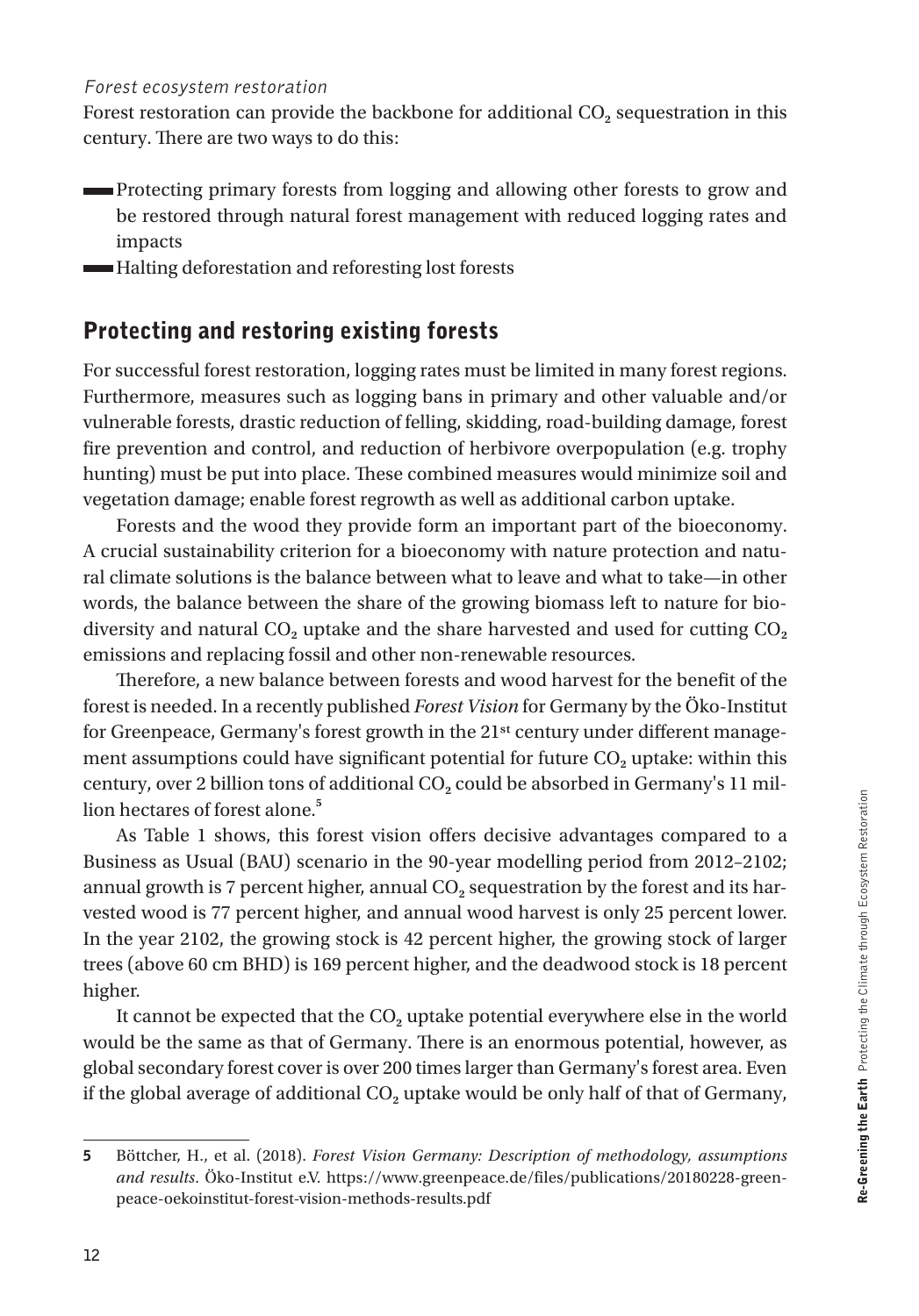*Forest ecosystem restoration*

Forest restoration can provide the backbone for additional $CO_2$ sequestration in this century. There are two ways to do this:

- Protecting primary forests from logging and allowing other forests to grow and be restored through natural forest management with reduced logging rates and impacts
- Halting deforestation and reforesting lost forests

## Protecting and restoring existing forests

For successful forest restoration, logging rates must be limited in many forest regions. Furthermore, measures such as logging bans in primary and other valuable and/or vulnerable forests, drastic reduction of felling, skidding, road-building damage, forest fire prevention and control, and reduction of herbivore overpopulation (e.g. trophy hunting) must be put into place. These combined measures would minimize soil and vegetation damage; enable forest regrowth as well as additional carbon uptake.

Forests and the wood they provide form an important part of the bioeconomy. A crucial sustainability criterion for a bioeconomy with nature protection and natural climate solutions is the balance between what to leave and what to take—in other words, the balance between the share of the growing biomass left to nature for biodiversity and natural $CO_2$ uptake and the share harvested and used for cutting $CO_2$ emissions and replacing fossil and other non-renewable resources.

Therefore, a new balance between forests and wood harvest for the benefit of the forest is needed. In a recently published *Forest Vision* for Germany by the Öko-Institut for Greenpeace, Germany's forest growth in the 21st century under different management assumptions could have significant potential for future $CO_2$ uptake: within this century, over 2 billion tons of additional $CO_2$ could be absorbed in Germany's 11 million hectares of forest alone.[5]

As Table 1 shows, this forest vision offers decisive advantages compared to a Business as Usual (BAU) scenario in the 90-year modelling period from 2012–2102; annual growth is 7 percent higher, annual $CO_2$ sequestration by the forest and its harvested wood is 77 percent higher, and annual wood harvest is only 25 percent lower. In the year 2102, the growing stock is 42 percent higher, the growing stock of larger trees (above 60 cm BHD) is 169 percent higher, and the deadwood stock is 18 percent higher.

It cannot be expected that the $CO_2$ uptake potential everywhere else in the world would be the same as that of Germany. There is an enormous potential, however, as global secondary forest cover is over 200 times larger than Germany's forest area. Even if the global average of additional $CO_2$ uptake would be only half of that of Germany,

---

5 Böttcher, H., et al. (2018). *Forest Vision Germany: Description of methodology, assumptions and results*. Öko-Institut e.V. https://www.greenpeace.de/files/publications/20180228-greenpeace-oekoinstitut-forest-vision-methods-results.pdf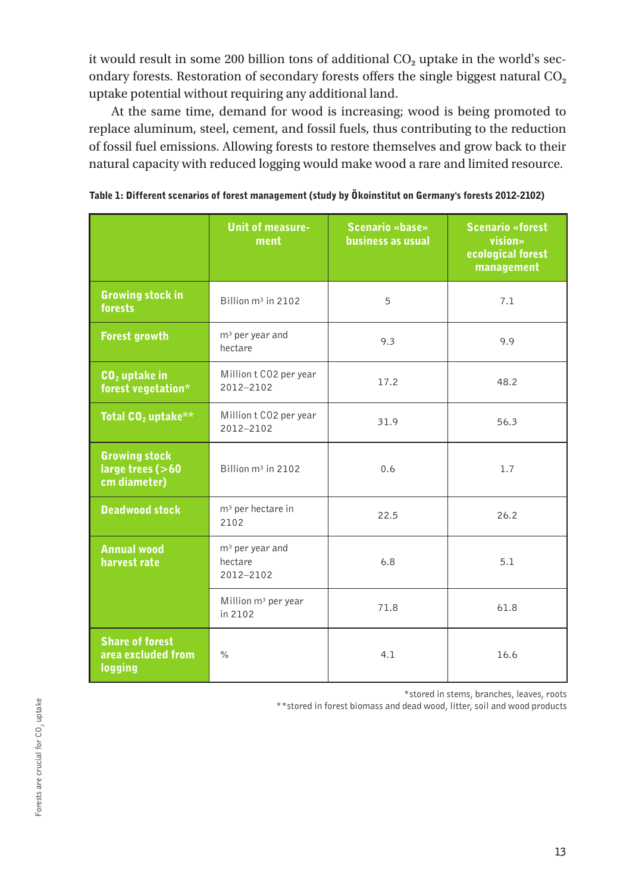it would result in some 200 billion tons of additional $CO_2$ uptake in the world's secondary forests. Restoration of secondary forests offers the single biggest natural $CO_2$ uptake potential without requiring any additional land.

At the same time, demand for wood is increasing; wood is being promoted to replace aluminum, steel, cement, and fossil fuels, thus contributing to the reduction of fossil fuel emissions. Allowing forests to restore themselves and grow back to their natural capacity with reduced logging would make wood a rare and limited resource.

**Table 1: Different scenarios of forest management (study by Ökoinstitut on Germany's forests 2012-2102)**

| | Unit of measurement | Scenario «base» business as usual | Scenario «forest vision» ecological forest management |
|---|---|---|---|
| **Growing stock in forests** | Billion $m^3$ in 2102 | 5 | 7.1 |
| **Forest growth** | $m^3$ per year and hectare | 9.3 | 9.9 |
| **$CO_2$ uptake in forest vegetation*** | Million t CO2 per year 2012–2102 | 17.2 | 48.2 |
| **Total $CO_2$ uptake**** | Million t CO2 per year 2012–2102 | 31.9 | 56.3 |
| **Growing stock large trees (>60 cm diameter)** | Billion $m^3$ in 2102 | 0.6 | 1.7 |
| **Deadwood stock** | $m^3$ per hectare in 2102 | 22.5 | 26.2 |
| **Annual wood harvest rate** | $m^3$ per year and hectare 2012–2102 | 6.8 | 5.1 |
| | Million $m^3$ per year in 2102 | 71.8 | 61.8 |
| **Share of forest area excluded from logging** | % | 4.1 | 16.6 |

*stored in stems, branches, leaves, roots
**stored in forest biomass and dead wood, litter, soil and wood products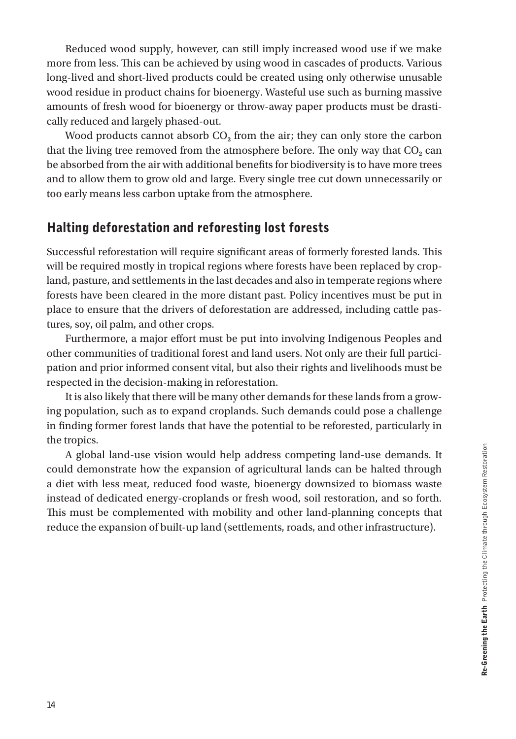Reduced wood supply, however, can still imply increased wood use if we make more from less. This can be achieved by using wood in cascades of products. Various long-lived and short-lived products could be created using only otherwise unusable wood residue in product chains for bioenergy. Wasteful use such as burning massive amounts of fresh wood for bioenergy or throw-away paper products must be drastically reduced and largely phased-out.

Wood products cannot absorb $CO_2$ from the air; they can only store the carbon that the living tree removed from the atmosphere before. The only way that $CO_2$ can be absorbed from the air with additional benefits for biodiversity is to have more trees and to allow them to grow old and large. Every single tree cut down unnecessarily or too early means less carbon uptake from the atmosphere.

## Halting deforestation and reforesting lost forests

Successful reforestation will require significant areas of formerly forested lands. This will be required mostly in tropical regions where forests have been replaced by cropland, pasture, and settlements in the last decades and also in temperate regions where forests have been cleared in the more distant past. Policy incentives must be put in place to ensure that the drivers of deforestation are addressed, including cattle pastures, soy, oil palm, and other crops.

Furthermore, a major effort must be put into involving Indigenous Peoples and other communities of traditional forest and land users. Not only are their full participation and prior informed consent vital, but also their rights and livelihoods must be respected in the decision-making in reforestation.

It is also likely that there will be many other demands for these lands from a growing population, such as to expand croplands. Such demands could pose a challenge in finding former forest lands that have the potential to be reforested, particularly in the tropics.

A global land-use vision would help address competing land-use demands. It could demonstrate how the expansion of agricultural lands can be halted through a diet with less meat, reduced food waste, bioenergy downsized to biomass waste instead of dedicated energy-croplands or fresh wood, soil restoration, and so forth. This must be complemented with mobility and other land-planning concepts that reduce the expansion of built-up land (settlements, roads, and other infrastructure).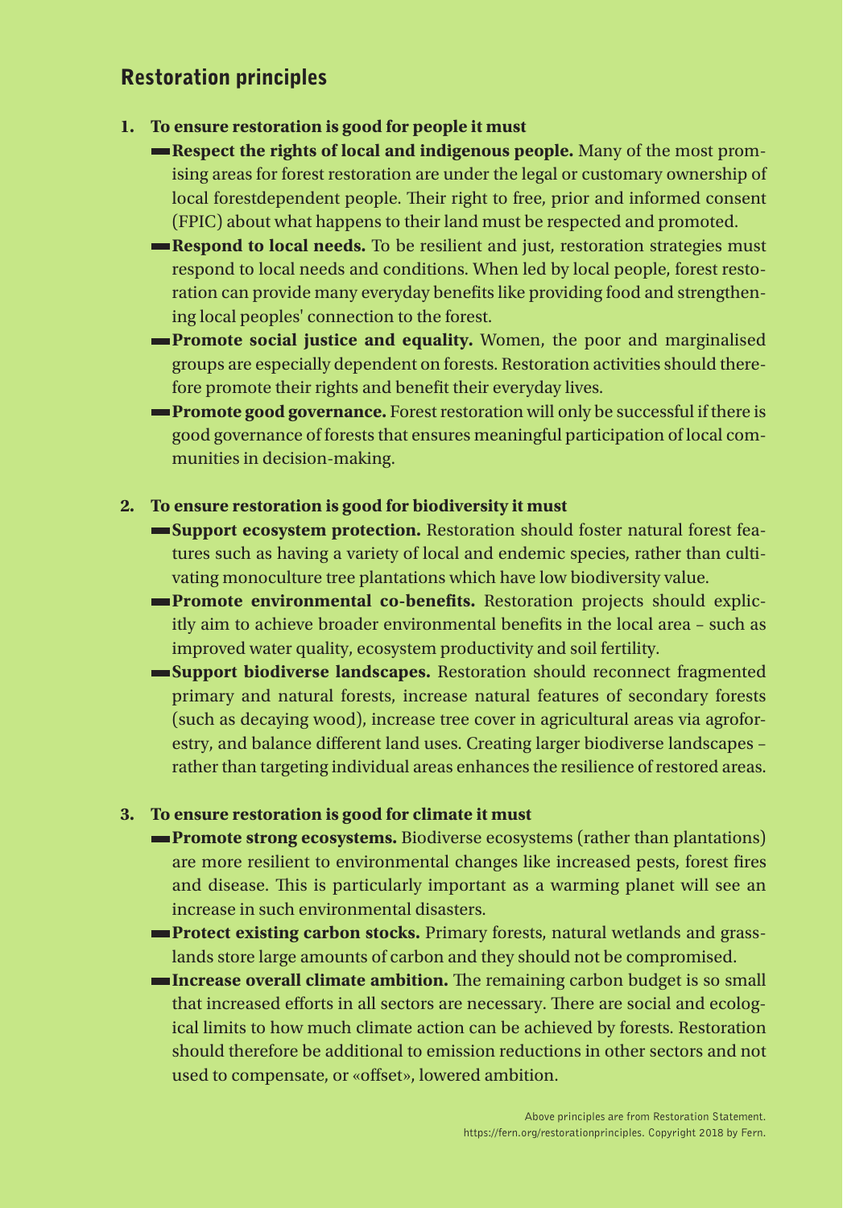## Restoration principles

1. **To ensure restoration is good for people it must**
   - **Respect the rights of local and indigenous people.** Many of the most promising areas for forest restoration are under the legal or customary ownership of local forestdependent people. Their right to free, prior and informed consent (FPIC) about what happens to their land must be respected and promoted.
   - **Respond to local needs.** To be resilient and just, restoration strategies must respond to local needs and conditions. When led by local people, forest restoration can provide many everyday benefits like providing food and strengthening local peoples' connection to the forest.
   - **Promote social justice and equality.** Women, the poor and marginalised groups are especially dependent on forests. Restoration activities should therefore promote their rights and benefit their everyday lives.
   - **Promote good governance.** Forest restoration will only be successful if there is good governance of forests that ensures meaningful participation of local communities in decision-making.

2. **To ensure restoration is good for biodiversity it must**
   - **Support ecosystem protection.** Restoration should foster natural forest features such as having a variety of local and endemic species, rather than cultivating monoculture tree plantations which have low biodiversity value.
   - **Promote environmental co-benefits.** Restoration projects should explicitly aim to achieve broader environmental benefits in the local area – such as improved water quality, ecosystem productivity and soil fertility.
   - **Support biodiverse landscapes.** Restoration should reconnect fragmented primary and natural forests, increase natural features of secondary forests (such as decaying wood), increase tree cover in agricultural areas via agroforestry, and balance different land uses. Creating larger biodiverse landscapes – rather than targeting individual areas enhances the resilience of restored areas.

3. **To ensure restoration is good for climate it must**
   - **Promote strong ecosystems.** Biodiverse ecosystems (rather than plantations) are more resilient to environmental changes like increased pests, forest fires and disease. This is particularly important as a warming planet will see an increase in such environmental disasters.
   - **Protect existing carbon stocks.** Primary forests, natural wetlands and grasslands store large amounts of carbon and they should not be compromised.
   - **Increase overall climate ambition.** The remaining carbon budget is so small that increased efforts in all sectors are necessary. There are social and ecological limits to how much climate action can be achieved by forests. Restoration should therefore be additional to emission reductions in other sectors and not used to compensate, or «offset», lowered ambition.

Above principles are from Restoration Statement. https://fern.org/restorationprinciples. Copyright 2018 by Fern.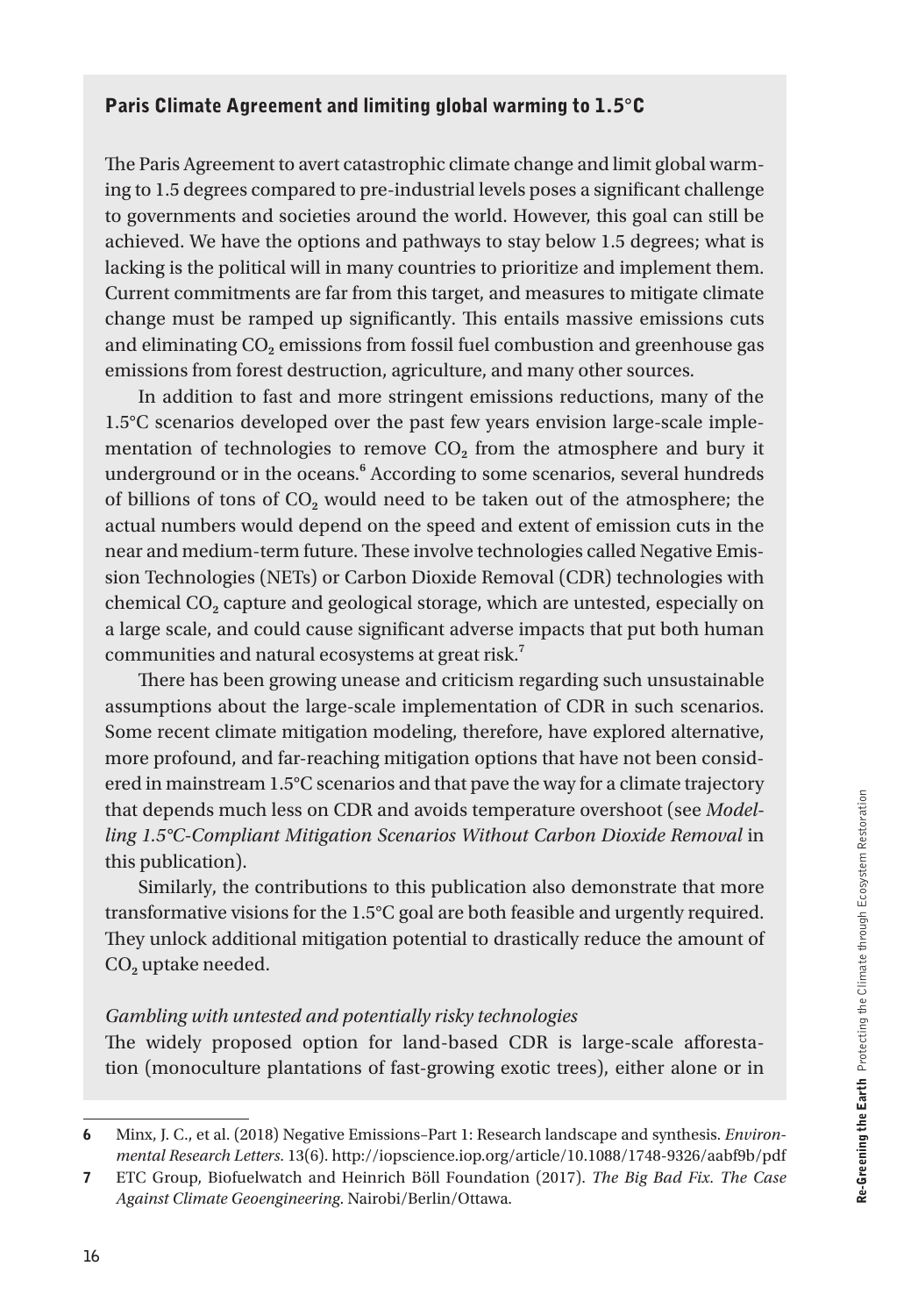## Paris Climate Agreement and limiting global warming to 1.5°C

The Paris Agreement to avert catastrophic climate change and limit global warming to 1.5 degrees compared to pre-industrial levels poses a significant challenge to governments and societies around the world. However, this goal can still be achieved. We have the options and pathways to stay below 1.5 degrees; what is lacking is the political will in many countries to prioritize and implement them. Current commitments are far from this target, and measures to mitigate climate change must be ramped up significantly. This entails massive emissions cuts and eliminating $CO_2$ emissions from fossil fuel combustion and greenhouse gas emissions from forest destruction, agriculture, and many other sources.

In addition to fast and more stringent emissions reductions, many of the 1.5°C scenarios developed over the past few years envision large-scale implementation of technologies to remove $CO_2$ from the atmosphere and bury it underground or in the oceans.[6] According to some scenarios, several hundreds of billions of tons of $CO_2$ would need to be taken out of the atmosphere; the actual numbers would depend on the speed and extent of emission cuts in the near and medium-term future. These involve technologies called Negative Emission Technologies (NETs) or Carbon Dioxide Removal (CDR) technologies with chemical $CO_2$ capture and geological storage, which are untested, especially on a large scale, and could cause significant adverse impacts that put both human communities and natural ecosystems at great risk.[7]

There has been growing unease and criticism regarding such unsustainable assumptions about the large-scale implementation of CDR in such scenarios. Some recent climate mitigation modeling, therefore, have explored alternative, more profound, and far-reaching mitigation options that have not been considered in mainstream 1.5°C scenarios and that pave the way for a climate trajectory that depends much less on CDR and avoids temperature overshoot (see *Modelling 1.5°C-Compliant Mitigation Scenarios Without Carbon Dioxide Removal* in this publication).

Similarly, the contributions to this publication also demonstrate that more transformative visions for the 1.5°C goal are both feasible and urgently required. They unlock additional mitigation potential to drastically reduce the amount of $CO_2$ uptake needed.

*Gambling with untested and potentially risky technologies*

The widely proposed option for land-based CDR is large-scale afforestation (monoculture plantations of fast-growing exotic trees), either alone or in

---

6 Minx, J. C., et al. (2018) Negative Emissions–Part 1: Research landscape and synthesis. *Environmental Research Letters*. 13(6). http://iopscience.iop.org/article/10.1088/1748-9326/aabf9b/pdf

7 ETC Group, Biofuelwatch and Heinrich Böll Foundation (2017). *The Big Bad Fix. The Case Against Climate Geoengineering*. Nairobi/Berlin/Ottawa.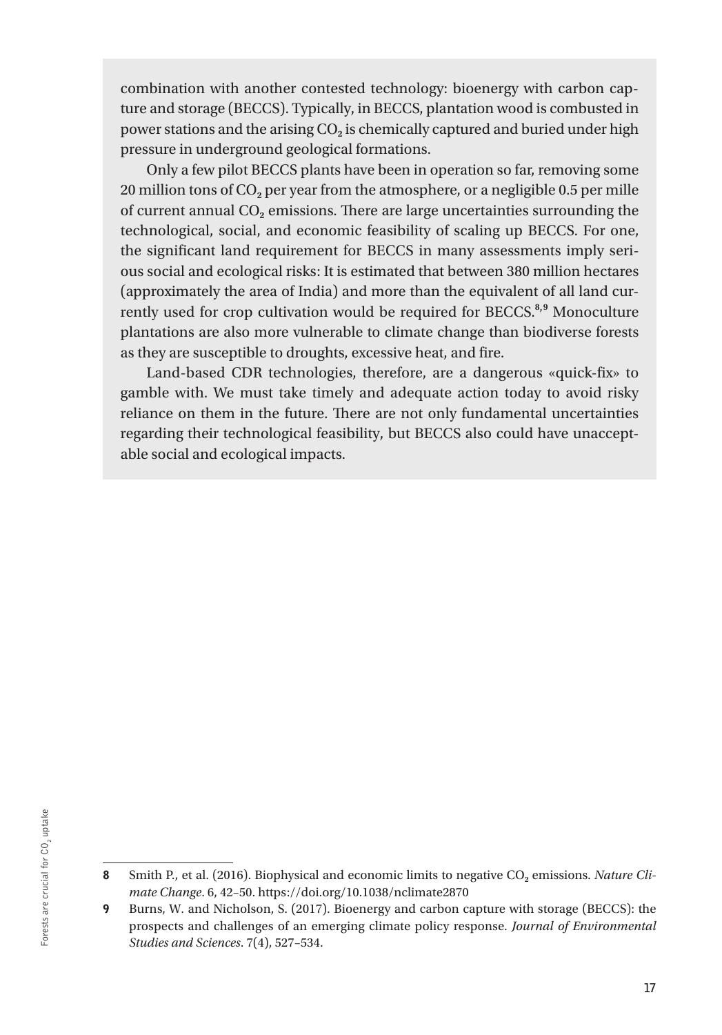combination with another contested technology: bioenergy with carbon capture and storage (BECCS). Typically, in BECCS, plantation wood is combusted in power stations and the arising $CO_2$ is chemically captured and buried under high pressure in underground geological formations.

Only a few pilot BECCS plants have been in operation so far, removing some 20 million tons of $CO_2$ per year from the atmosphere, or a negligible 0.5 per mille of current annual $CO_2$ emissions. There are large uncertainties surrounding the technological, social, and economic feasibility of scaling up BECCS. For one, the significant land requirement for BECCS in many assessments imply serious social and ecological risks: It is estimated that between 380 million hectares (approximately the area of India) and more than the equivalent of all land currently used for crop cultivation would be required for BECCS.[8,9] Monoculture plantations are also more vulnerable to climate change than biodiverse forests as they are susceptible to droughts, excessive heat, and fire.

Land-based CDR technologies, therefore, are a dangerous «quick-fix» to gamble with. We must take timely and adequate action today to avoid risky reliance on them in the future. There are not only fundamental uncertainties regarding their technological feasibility, but BECCS also could have unacceptable social and ecological impacts.

---

**8** Smith P., et al. (2016). Biophysical and economic limits to negative $CO_2$ emissions. *Nature Climate Change*. 6, 42–50. https://doi.org/10.1038/nclimate2870

**9** Burns, W. and Nicholson, S. (2017). Bioenergy and carbon capture with storage (BECCS): the prospects and challenges of an emerging climate policy response. *Journal of Environmental Studies and Sciences*. 7(4), 527–534.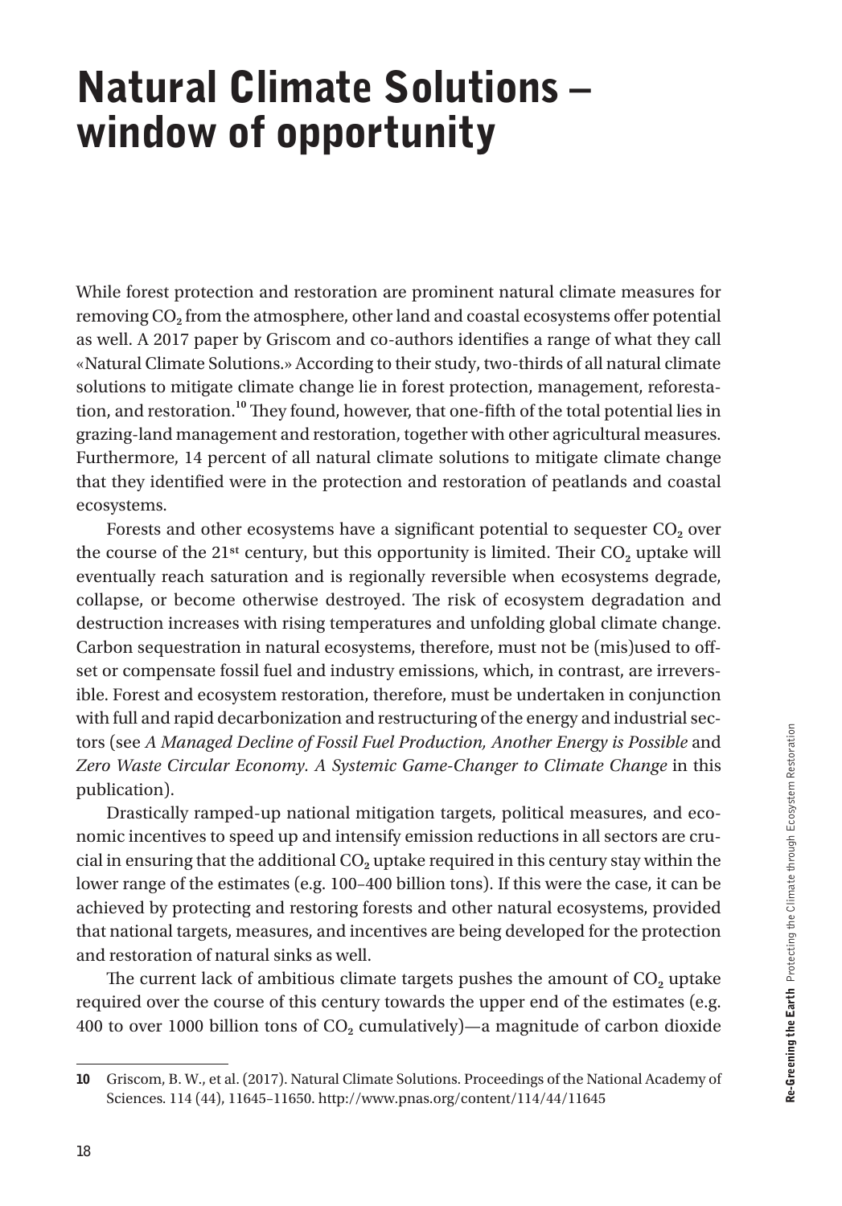# Natural Climate Solutions – window of opportunity

While forest protection and restoration are prominent natural climate measures for removing $CO_2$ from the atmosphere, other land and coastal ecosystems offer potential as well. A 2017 paper by Griscom and co-authors identifies a range of what they call «Natural Climate Solutions.» According to their study, two-thirds of all natural climate solutions to mitigate climate change lie in forest protection, management, reforestation, and restoration.[10] They found, however, that one-fifth of the total potential lies in grazing-land management and restoration, together with other agricultural measures. Furthermore, 14 percent of all natural climate solutions to mitigate climate change that they identified were in the protection and restoration of peatlands and coastal ecosystems.

Forests and other ecosystems have a significant potential to sequester $CO_2$ over the course of the 21st century, but this opportunity is limited. Their $CO_2$ uptake will eventually reach saturation and is regionally reversible when ecosystems degrade, collapse, or become otherwise destroyed. The risk of ecosystem degradation and destruction increases with rising temperatures and unfolding global climate change. Carbon sequestration in natural ecosystems, therefore, must not be (mis)used to offset or compensate fossil fuel and industry emissions, which, in contrast, are irreversible. Forest and ecosystem restoration, therefore, must be undertaken in conjunction with full and rapid decarbonization and restructuring of the energy and industrial sectors (see *A Managed Decline of Fossil Fuel Production, Another Energy is Possible* and *Zero Waste Circular Economy. A Systemic Game-Changer to Climate Change* in this publication).

Drastically ramped-up national mitigation targets, political measures, and economic incentives to speed up and intensify emission reductions in all sectors are crucial in ensuring that the additional $CO_2$ uptake required in this century stay within the lower range of the estimates (e.g. 100–400 billion tons). If this were the case, it can be achieved by protecting and restoring forests and other natural ecosystems, provided that national targets, measures, and incentives are being developed for the protection and restoration of natural sinks as well.

The current lack of ambitious climate targets pushes the amount of $CO_2$ uptake required over the course of this century towards the upper end of the estimates (e.g. 400 to over 1000 billion tons of $CO_2$ cumulatively)—a magnitude of carbon dioxide

---

**10** Griscom, B. W., et al. (2017). Natural Climate Solutions. Proceedings of the National Academy of Sciences. 114 (44), 11645–11650. http://www.pnas.org/content/114/44/11645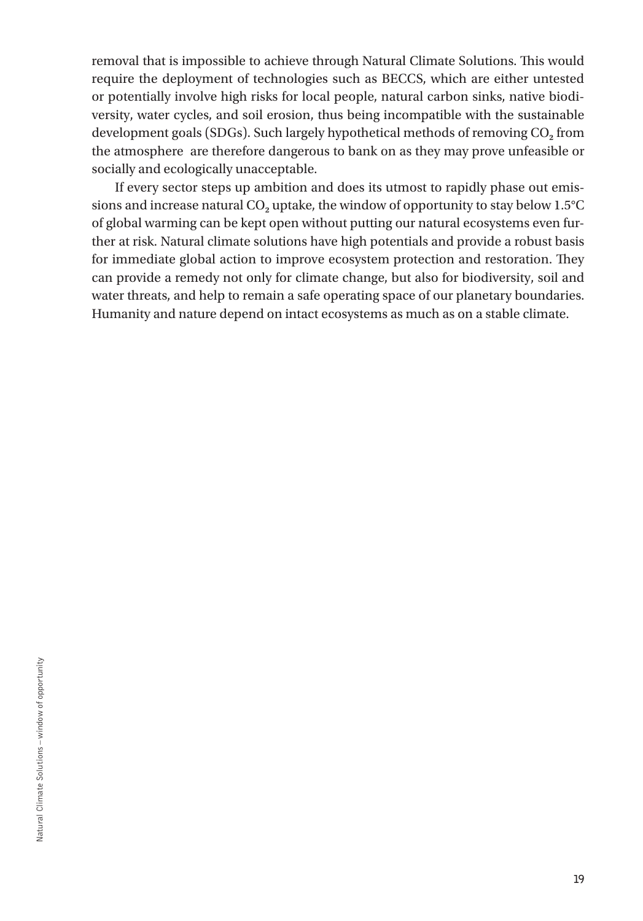removal that is impossible to achieve through Natural Climate Solutions. This would require the deployment of technologies such as BECCS, which are either untested or potentially involve high risks for local people, natural carbon sinks, native biodiversity, water cycles, and soil erosion, thus being incompatible with the sustainable development goals (SDGs). Such largely hypothetical methods of removing $CO_2$ from the atmosphere are therefore dangerous to bank on as they may prove unfeasible or socially and ecologically unacceptable.

If every sector steps up ambition and does its utmost to rapidly phase out emissions and increase natural $CO_2$ uptake, the window of opportunity to stay below 1.5°C of global warming can be kept open without putting our natural ecosystems even further at risk. Natural climate solutions have high potentials and provide a robust basis for immediate global action to improve ecosystem protection and restoration. They can provide a remedy not only for climate change, but also for biodiversity, soil and water threats, and help to remain a safe operating space of our planetary boundaries. Humanity and nature depend on intact ecosystems as much as on a stable climate.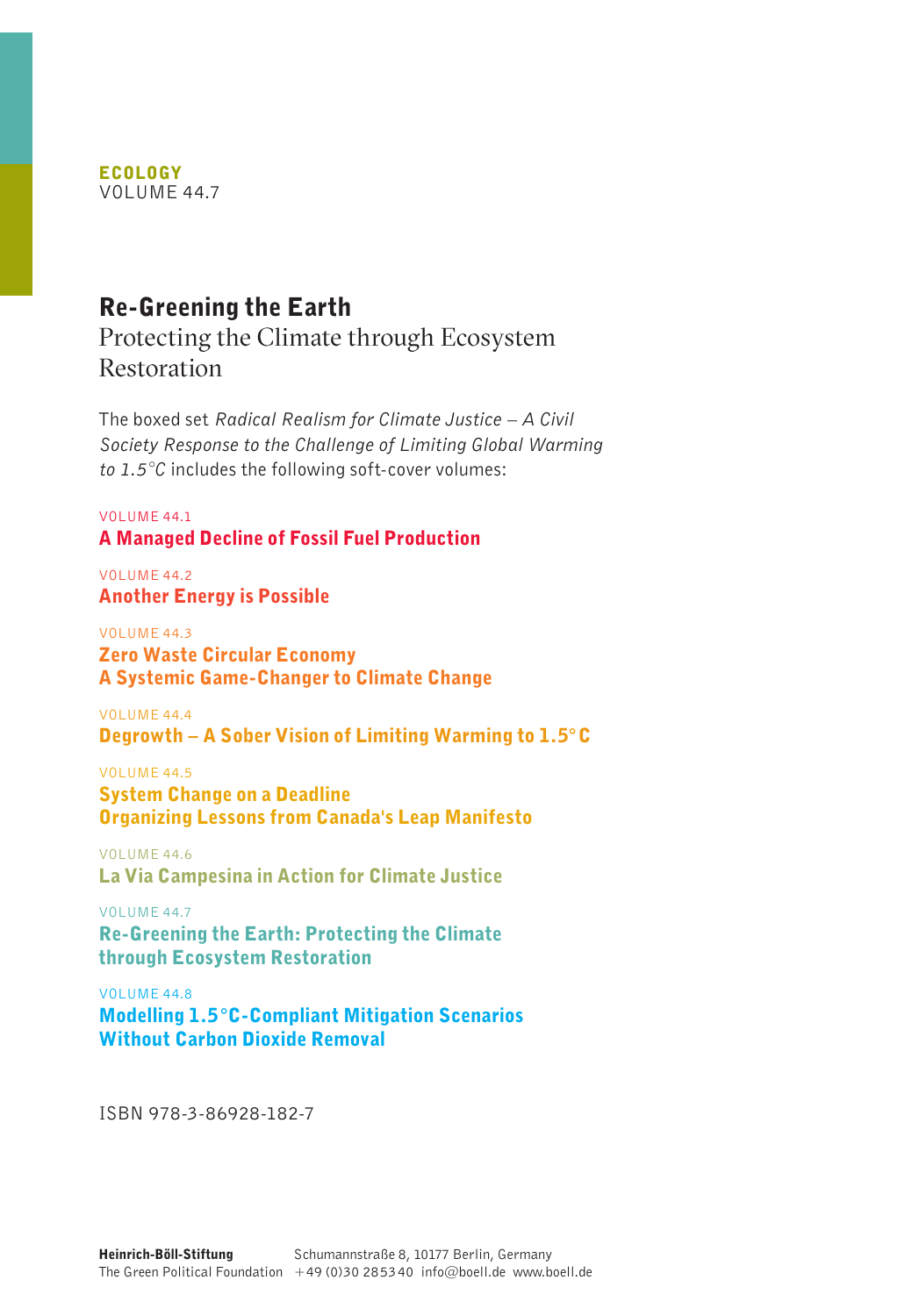**ECOLOGY**
VOLUME 44.7

# Re-Greening the Earth

## Protecting the Climate through Ecosystem Restoration

The boxed set *Radical Realism for Climate Justice – A Civil Society Response to the Challenge of Limiting Global Warming to 1.5°C* includes the following soft-cover volumes:

VOLUME 44.1
**A Managed Decline of Fossil Fuel Production**

VOLUME 44.2
**Another Energy is Possible**

VOLUME 44.3
**Zero Waste Circular Economy**
**A Systemic Game-Changer to Climate Change**

VOLUME 44.4
**Degrowth – A Sober Vision of Limiting Warming to 1.5°C**

VOLUME 44.5
**System Change on a Deadline**
**Organizing Lessons from Canada's Leap Manifesto**

VOLUME 44.6
**La Via Campesina in Action for Climate Justice**

VOLUME 44.7
**Re-Greening the Earth: Protecting the Climate through Ecosystem Restoration**

VOLUME 44.8
**Modelling 1.5°C-Compliant Mitigation Scenarios Without Carbon Dioxide Removal**

ISBN 978-3-86928-182-7

**Heinrich-Böll-Stiftung**
The Green Political Foundation
Schumannstraße 8, 10177 Berlin, Germany
+49 (0)30 285340 info@boell.de www.boell.de